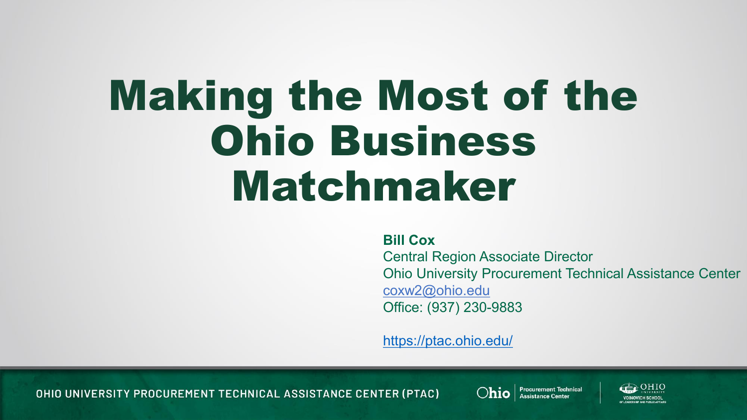# Making the Most of the Ohio Business Matchmaker

**Bill Cox**
Central Region Associate Director
Ohio University Procurement Technical Assistance Center
coxw2@ohio.edu
Office: (937) 230-9883

https://ptac.ohio.edu/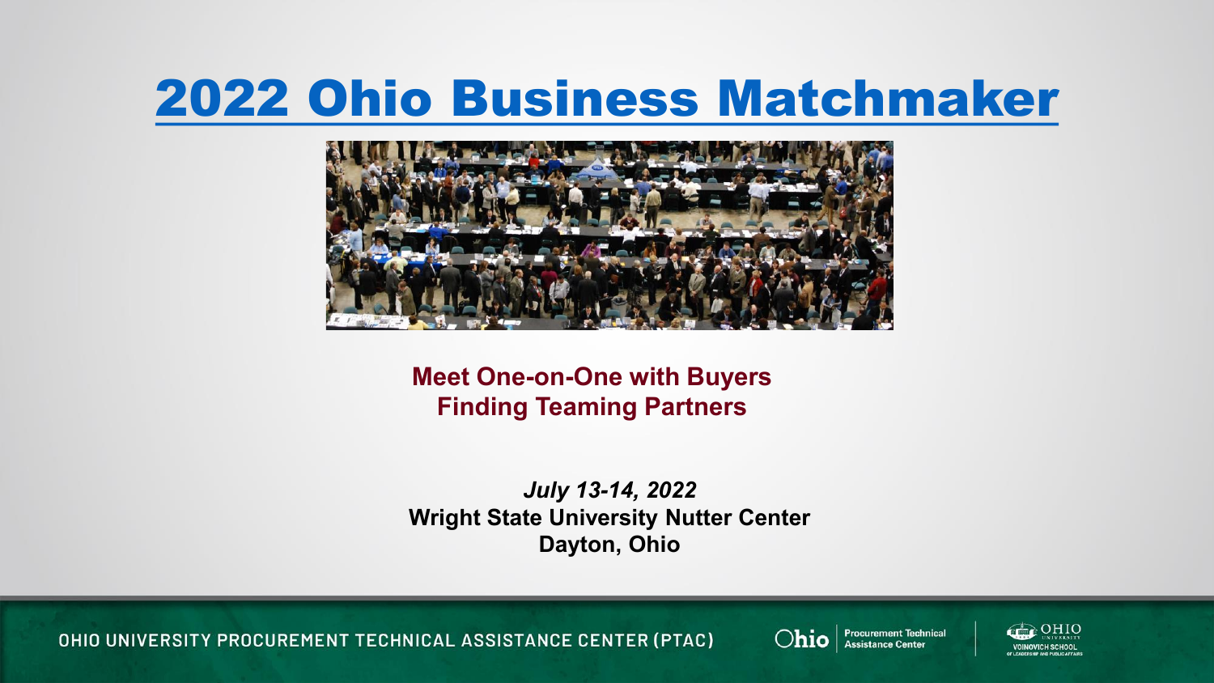# 2022 Ohio Business Matchmaker

**Meet One-on-One with Buyers**
**Finding Teaming Partners**

***July 13-14, 2022***
**Wright State University Nutter Center**
**Dayton, Ohio**

OHIO UNIVERSITY PROCUREMENT TECHNICAL ASSISTANCE CENTER (PTAC)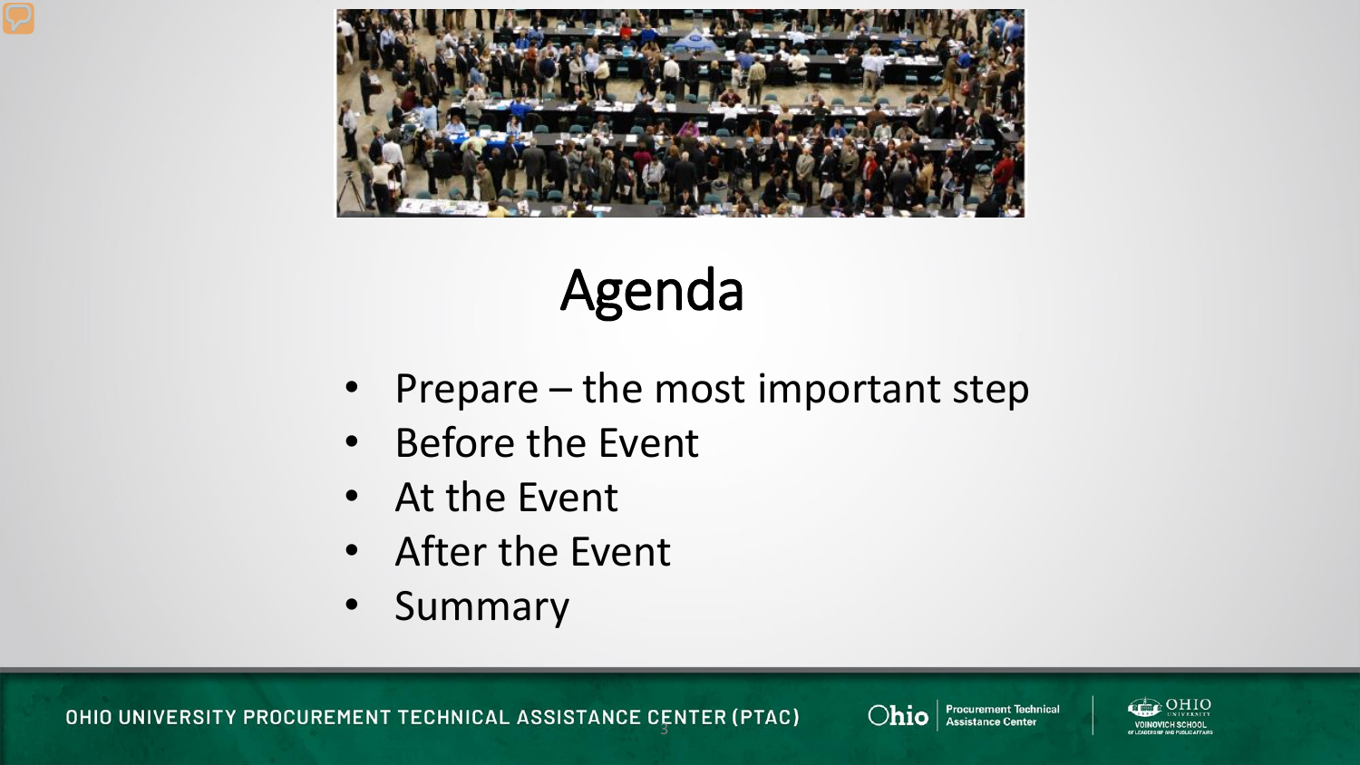# Agenda

- Prepare – the most important step
- Before the Event
- At the Event
- After the Event
- Summary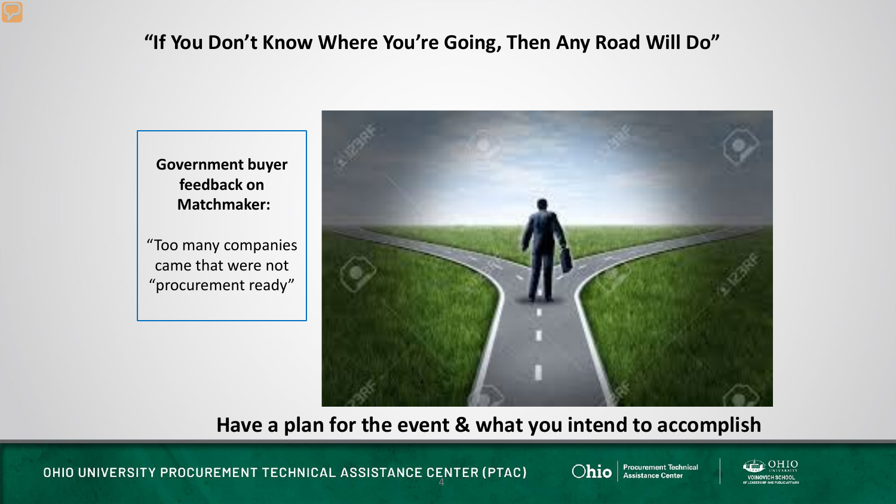# "If You Don't Know Where You're Going, Then Any Road Will Do"

**Government buyer feedback on Matchmaker:**

"Too many companies came that were not "procurement ready"

**Have a plan for the event & what you intend to accomplish**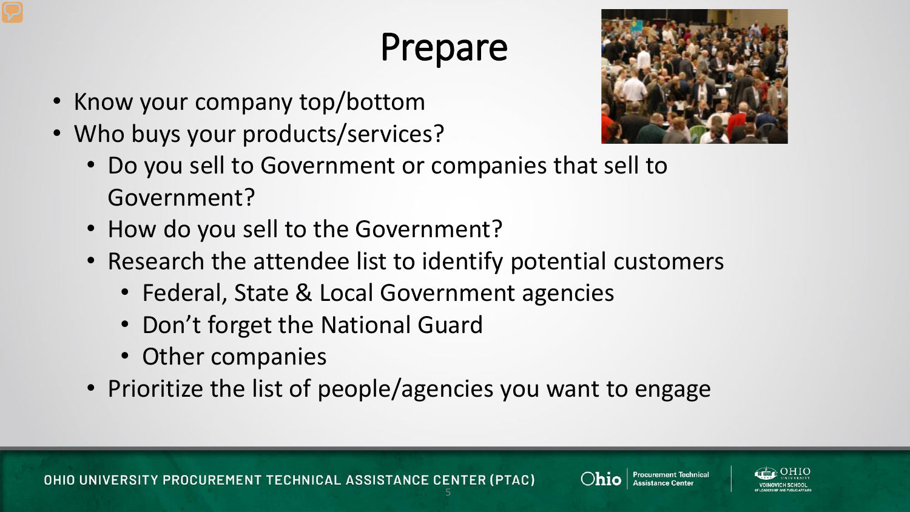# Prepare

- Know your company top/bottom
- Who buys your products/services?
  - Do you sell to Government or companies that sell to Government?
  - How do you sell to the Government?
  - Research the attendee list to identify potential customers
    - Federal, State & Local Government agencies
    - Don't forget the National Guard
    - Other companies
  - Prioritize the list of people/agencies you want to engage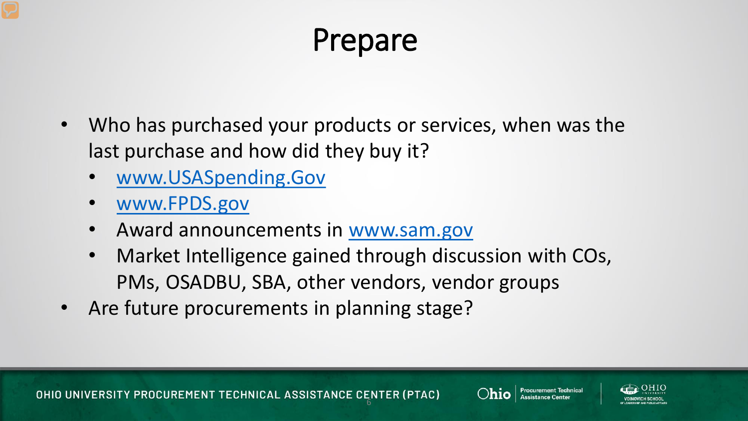# Prepare

- Who has purchased your products or services, when was the last purchase and how did they buy it?
  - www.USASpending.Gov
  - www.FPDS.gov
  - Award announcements in www.sam.gov
  - Market Intelligence gained through discussion with COs, PMs, OSADBU, SBA, other vendors, vendor groups
- Are future procurements in planning stage?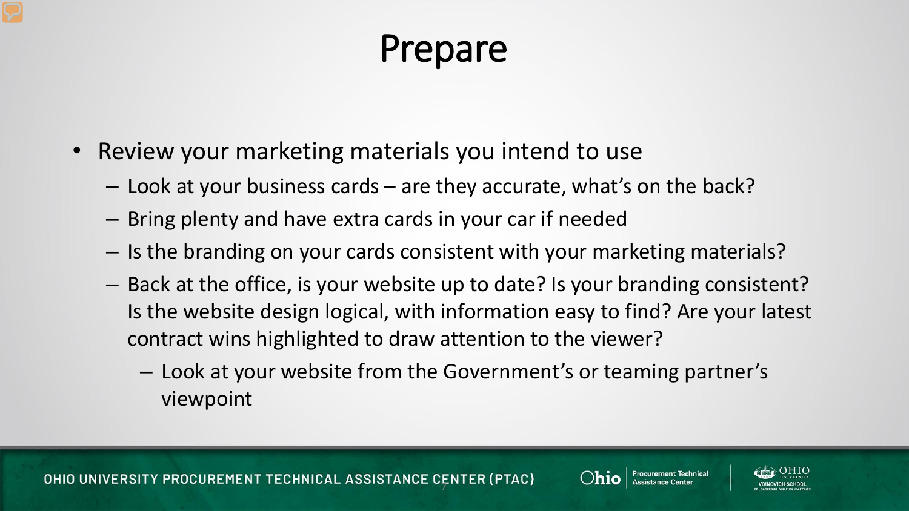# Prepare

- Review your marketing materials you intend to use
  - Look at your business cards – are they accurate, what's on the back?
  - Bring plenty and have extra cards in your car if needed
  - Is the branding on your cards consistent with your marketing materials?
  - Back at the office, is your website up to date? Is your branding consistent? Is the website design logical, with information easy to find? Are your latest contract wins highlighted to draw attention to the viewer?
    - Look at your website from the Government's or teaming partner's viewpoint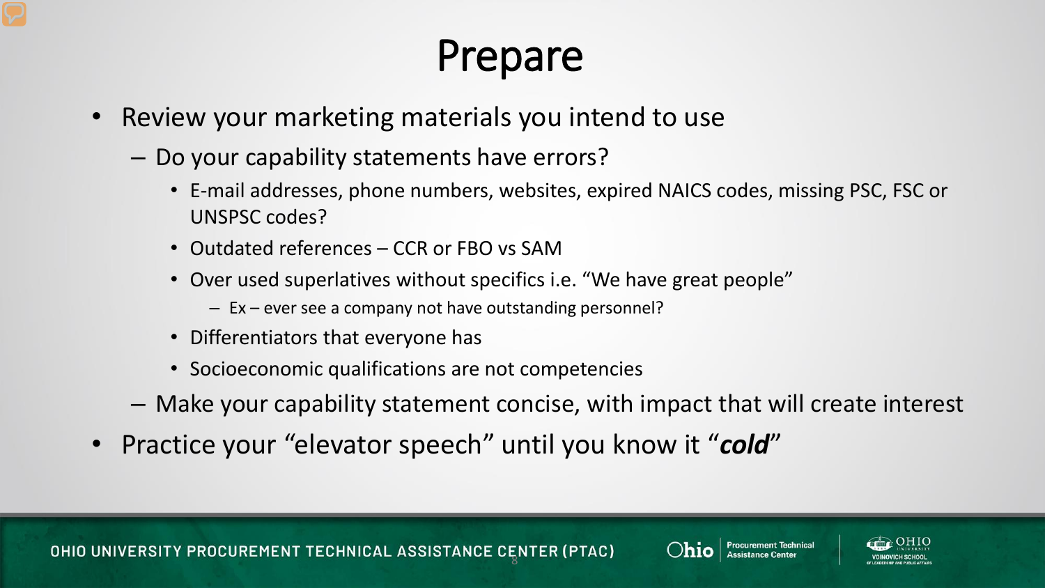# Prepare

- Review your marketing materials you intend to use
  - Do your capability statements have errors?
    - E-mail addresses, phone numbers, websites, expired NAICS codes, missing PSC, FSC or UNSPSC codes?
    - Outdated references – CCR or FBO vs SAM
    - Over used superlatives without specifics i.e. "We have great people"
      - Ex – ever see a company not have outstanding personnel?
    - Differentiators that everyone has
    - Socioeconomic qualifications are not competencies
  - Make your capability statement concise, with impact that will create interest
- Practice your "elevator speech" until you know it "***cold***"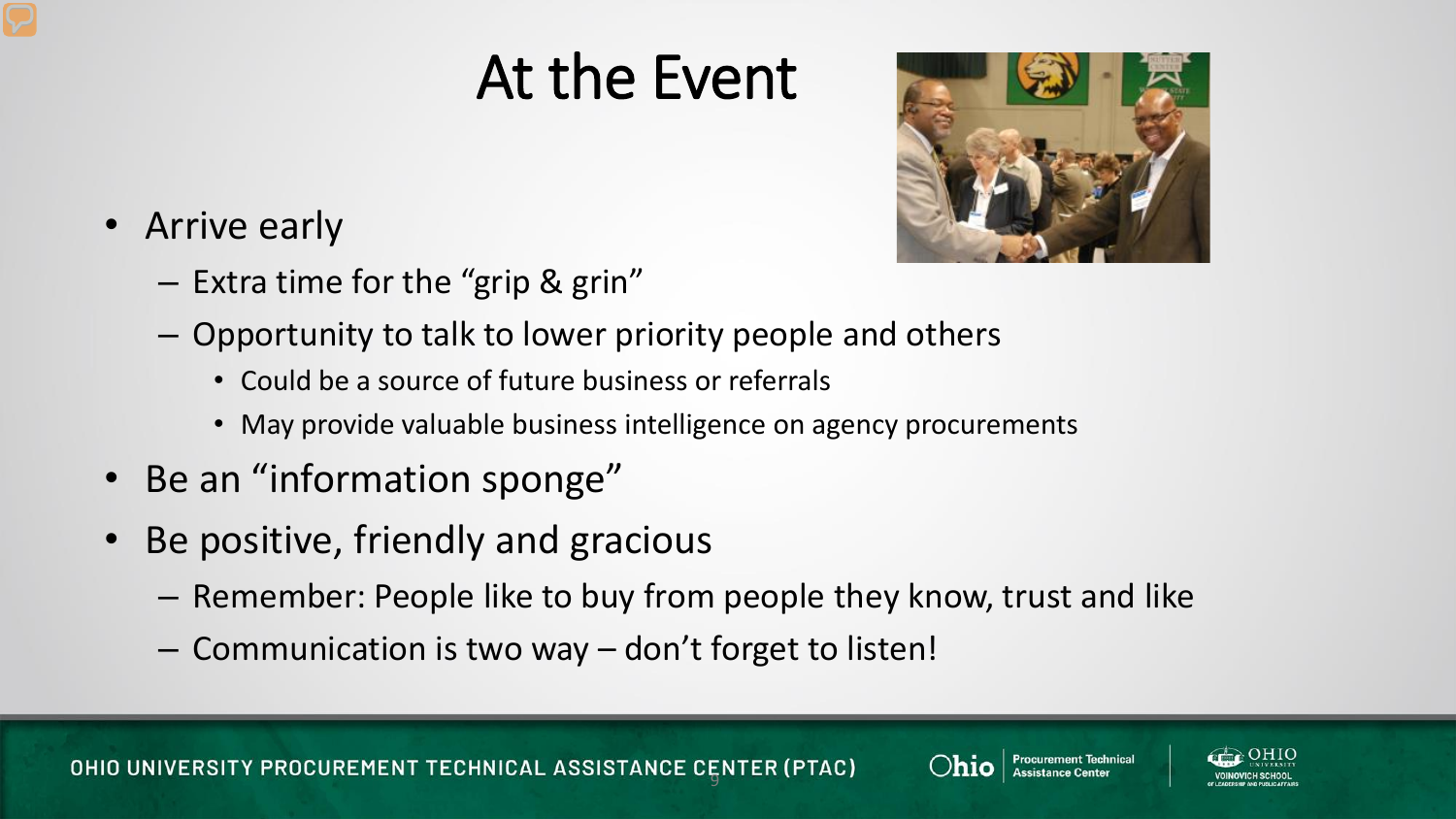# At the Event

- Arrive early
  - Extra time for the "grip & grin"
  - Opportunity to talk to lower priority people and others
    - Could be a source of future business or referrals
    - May provide valuable business intelligence on agency procurements
- Be an "information sponge"
- Be positive, friendly and gracious
  - Remember: People like to buy from people they know, trust and like
  - Communication is two way – don't forget to listen!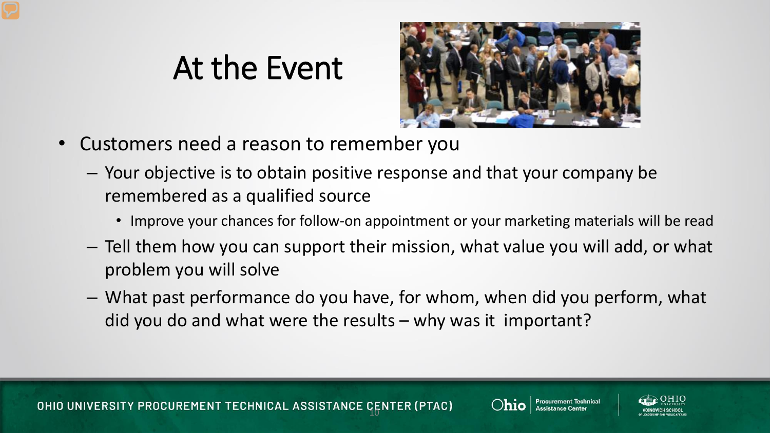# At the Event

- Customers need a reason to remember you
  - Your objective is to obtain positive response and that your company be remembered as a qualified source
    - Improve your chances for follow-on appointment or your marketing materials will be read
  - Tell them how you can support their mission, what value you will add, or what problem you will solve
  - What past performance do you have, for whom, when did you perform, what did you do and what were the results – why was it important?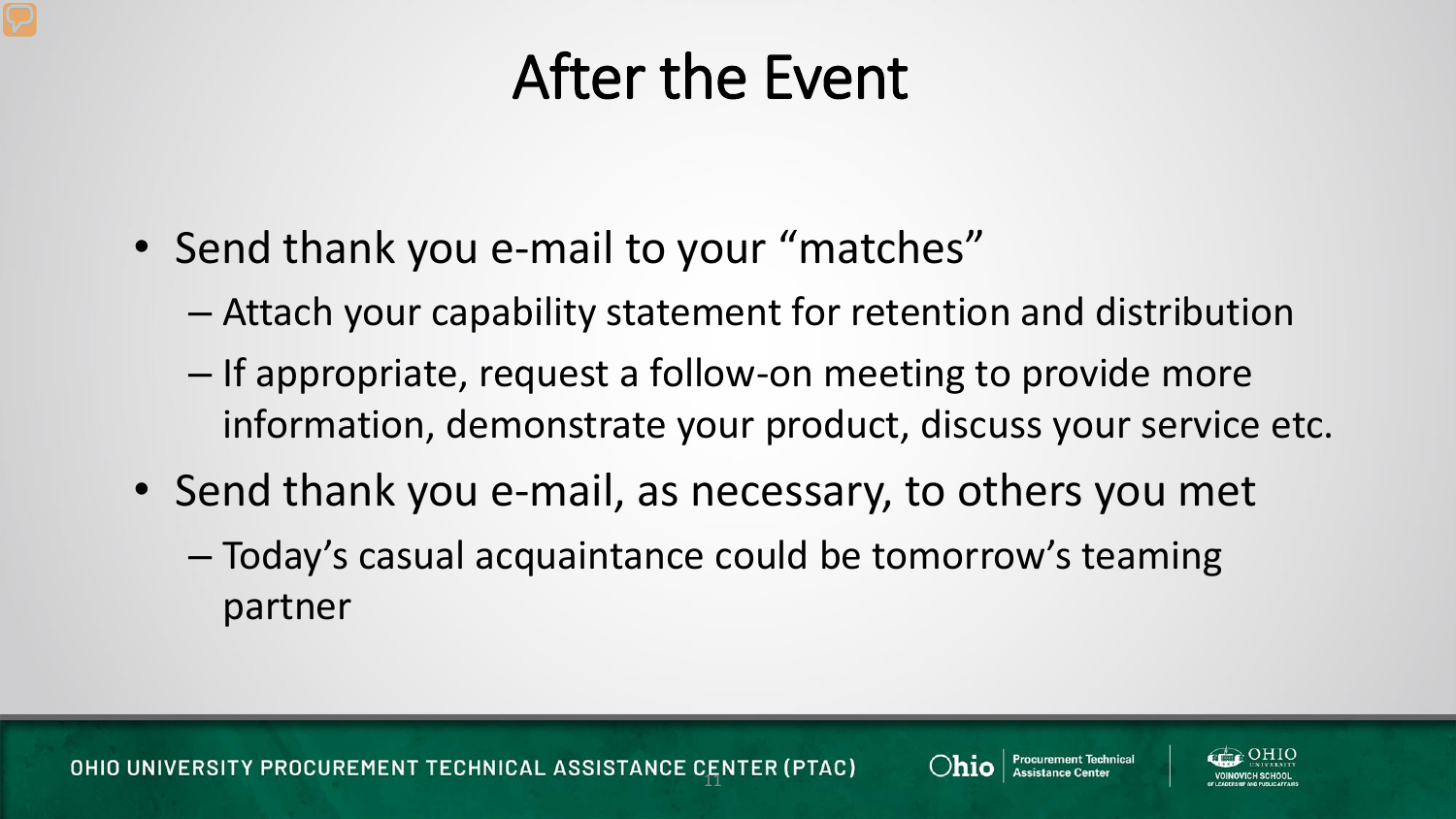# After the Event

- Send thank you e-mail to your "matches"
  - Attach your capability statement for retention and distribution
  - If appropriate, request a follow-on meeting to provide more information, demonstrate your product, discuss your service etc.
- Send thank you e-mail, as necessary, to others you met
  - Today's casual acquaintance could be tomorrow's teaming partner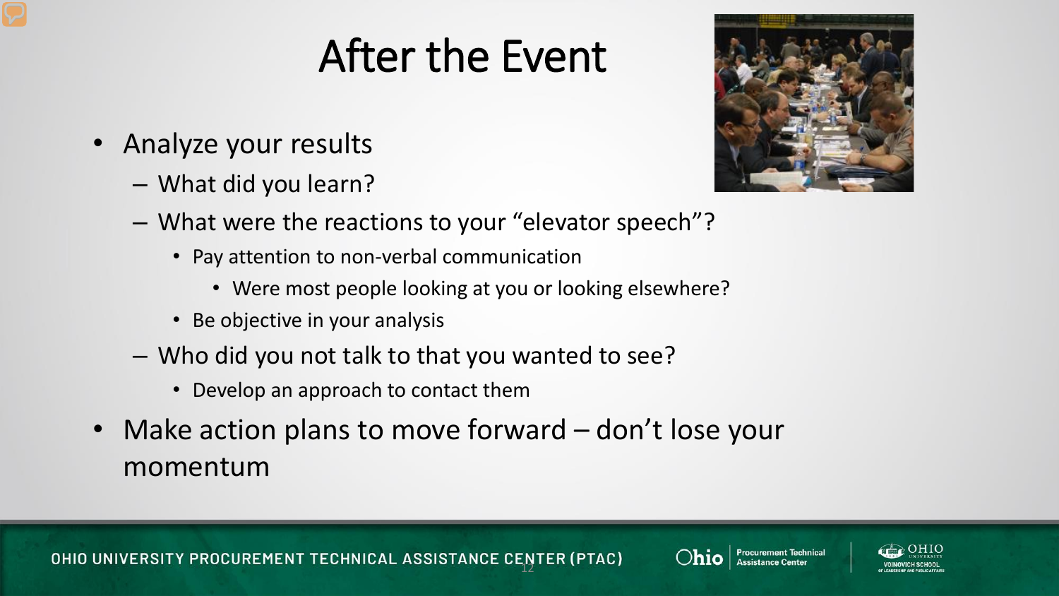# After the Event

- Analyze your results
  - What did you learn?
  - What were the reactions to your "elevator speech"?
    - Pay attention to non-verbal communication
      - Were most people looking at you or looking elsewhere?
    - Be objective in your analysis
  - Who did you not talk to that you wanted to see?
    - Develop an approach to contact them
- Make action plans to move forward – don't lose your momentum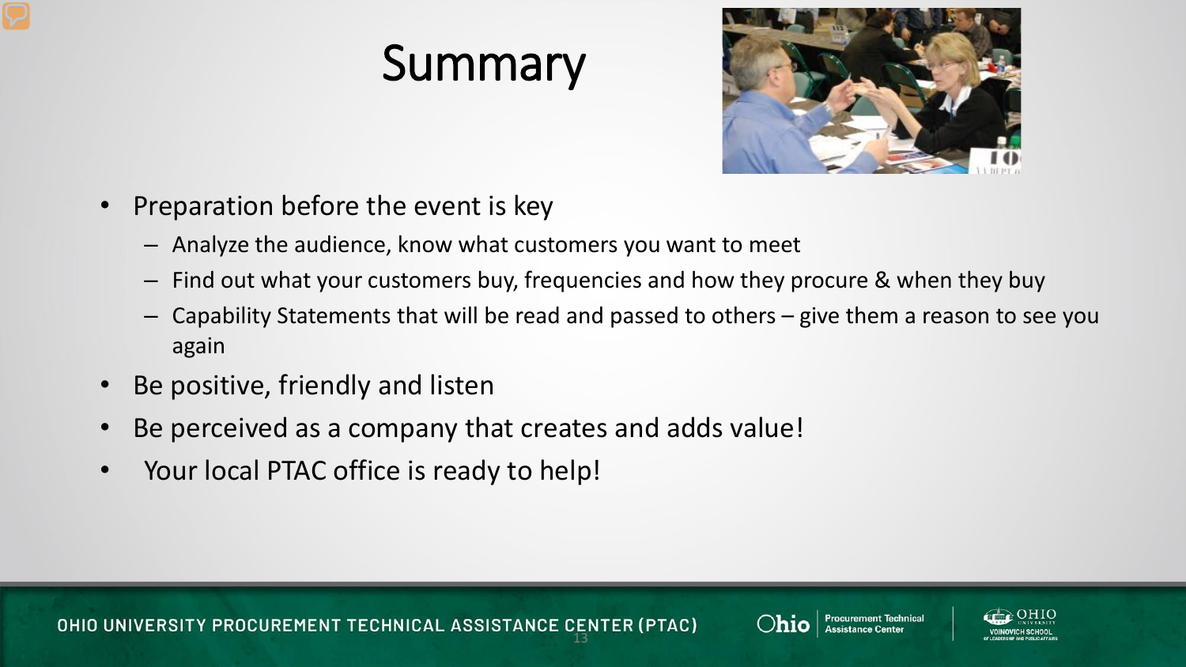# Summary

- Preparation before the event is key
  - Analyze the audience, know what customers you want to meet
  - Find out what your customers buy, frequencies and how they procure & when they buy
  - Capability Statements that will be read and passed to others – give them a reason to see you again
- Be positive, friendly and listen
- Be perceived as a company that creates and adds value!
- Your local PTAC office is ready to help!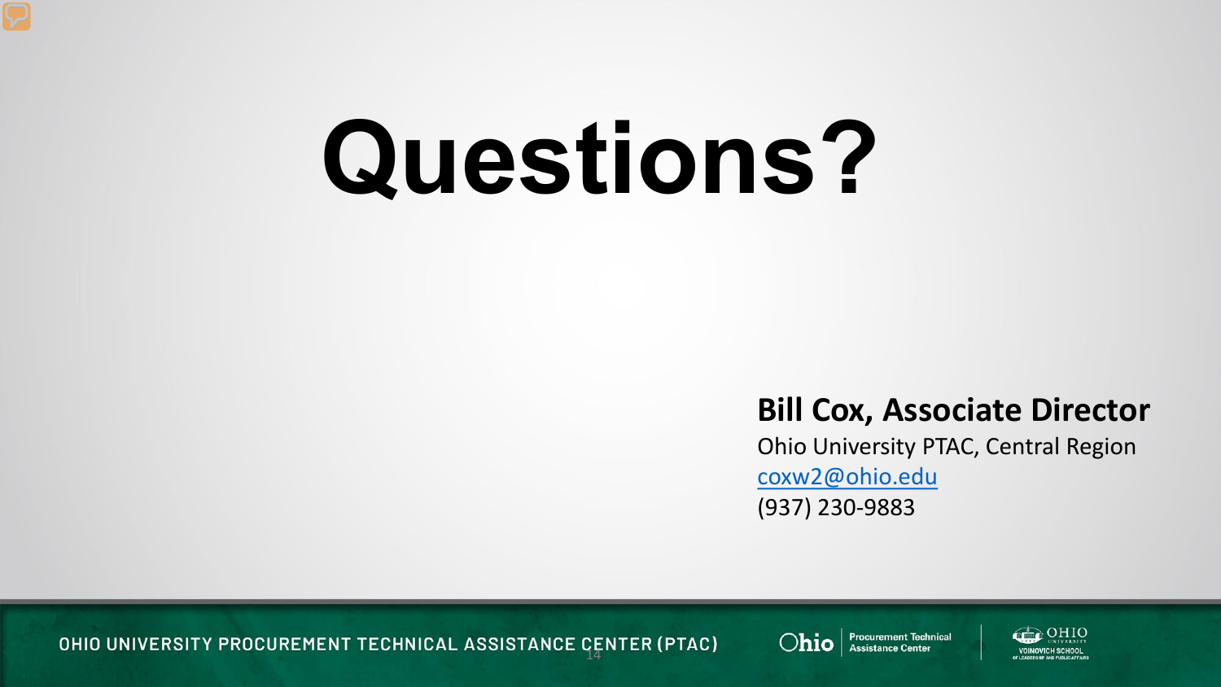# Questions?

**Bill Cox, Associate Director**

Ohio University PTAC, Central Region

coxw2@ohio.edu

(937) 230-9883